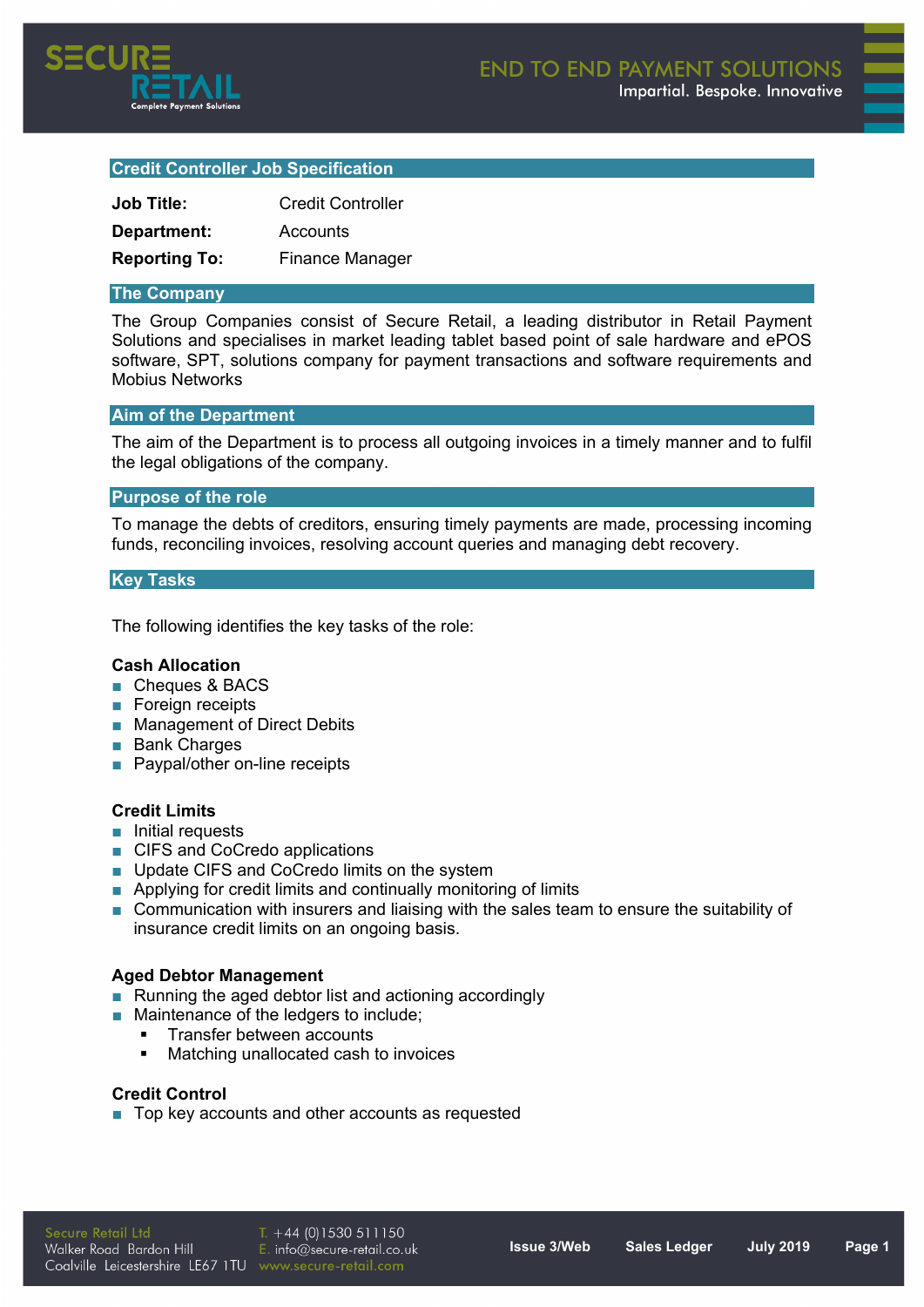## Credit Controller Job Specification

**Job Title:** Credit Controller

**Department:** Accounts

**Reporting To:** Finance Manager

## The Company

The Group Companies consist of Secure Retail, a leading distributor in Retail Payment Solutions and specialises in market leading tablet based point of sale hardware and ePOS software, SPT, solutions company for payment transactions and software requirements and Mobius Networks

## Aim of the Department

The aim of the Department is to process all outgoing invoices in a timely manner and to fulfil the legal obligations of the company.

## Purpose of the role

To manage the debts of creditors, ensuring timely payments are made, processing incoming funds, reconciling invoices, resolving account queries and managing debt recovery.

## Key Tasks

The following identifies the key tasks of the role:

**Cash Allocation**

- Cheques & BACS
- Foreign receipts
- Management of Direct Debits
- Bank Charges
- Paypal/other on-line receipts

**Credit Limits**

- Initial requests
- CIFS and CoCredo applications
- Update CIFS and CoCredo limits on the system
- Applying for credit limits and continually monitoring of limits
- Communication with insurers and liaising with the sales team to ensure the suitability of insurance credit limits on an ongoing basis.

**Aged Debtor Management**

- Running the aged debtor list and actioning accordingly
- Maintenance of the ledgers to include;
  - Transfer between accounts
  - Matching unallocated cash to invoices

**Credit Control**

- Top key accounts and other accounts as requested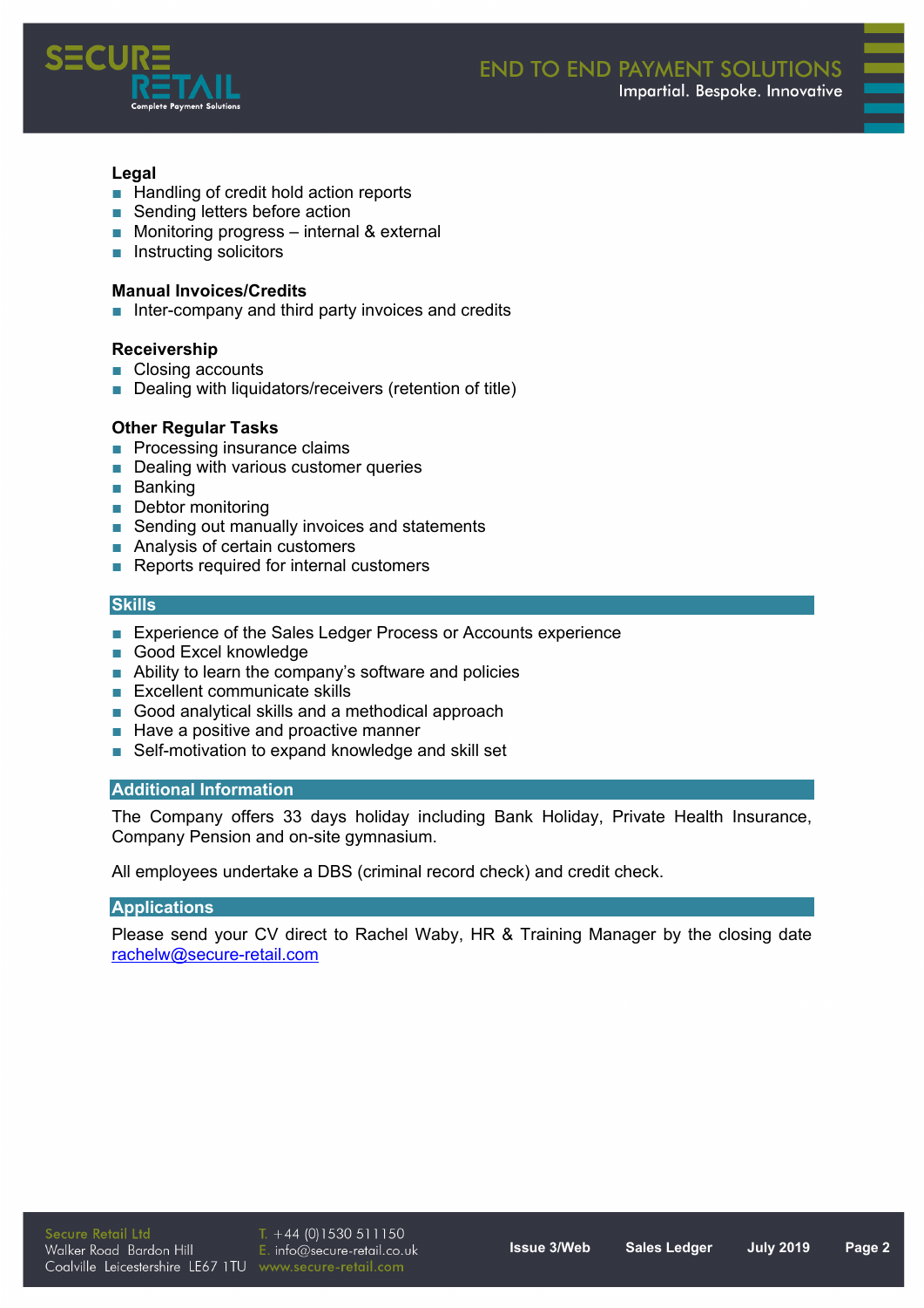**Legal**

- Handling of credit hold action reports
- Sending letters before action
- Monitoring progress – internal & external
- Instructing solicitors

**Manual Invoices/Credits**

- Inter-company and third party invoices and credits

**Receivership**

- Closing accounts
- Dealing with liquidators/receivers (retention of title)

**Other Regular Tasks**

- Processing insurance claims
- Dealing with various customer queries
- Banking
- Debtor monitoring
- Sending out manually invoices and statements
- Analysis of certain customers
- Reports required for internal customers

## Skills

- Experience of the Sales Ledger Process or Accounts experience
- Good Excel knowledge
- Ability to learn the company's software and policies
- Excellent communicate skills
- Good analytical skills and a methodical approach
- Have a positive and proactive manner
- Self-motivation to expand knowledge and skill set

## Additional Information

The Company offers 33 days holiday including Bank Holiday, Private Health Insurance, Company Pension and on-site gymnasium.

All employees undertake a DBS (criminal record check) and credit check.

## Applications

Please send your CV direct to Rachel Waby, HR & Training Manager by the closing date rachelw@secure-retail.com